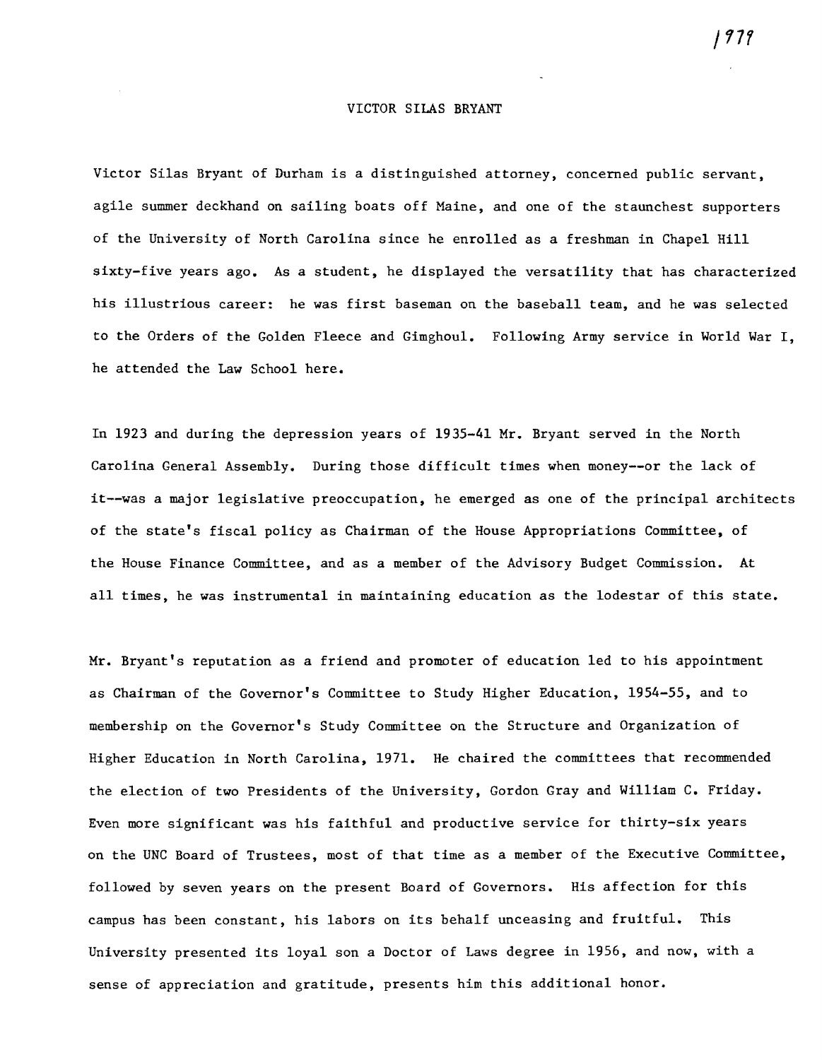1979

# VICTOR SILAS BRYANT

Victor Silas Bryant of Durham is a distinguished attorney, concerned public servant, agile summer deckhand on sailing boats off Maine, and one of the staunchest supporters of the University of North Carolina since he enrolled as a freshman in Chapel Hill sixty-five years ago. As a student, he displayed the versatility that has characterized his illustrious career: he was first baseman on the baseball team, and he was selected to the Orders of the Golden Fleece and Gimghoul. Following Army service in World War I, he attended the Law School here.

In 1923 and during the depression years of 1935-41 Mr. Bryant served in the North Carolina General Assembly. During those difficult times when money--or the lack of it--was a major legislative preoccupation, he emerged as one of the principal architects of the state's fiscal policy as Chairman of the House Appropriations Committee, of the House Finance Committee, and as a member of the Advisory Budget Commission. At all times, he was instrumental in maintaining education as the lodestar of this state.

Mr. Bryant's reputation as a friend and promoter of education led to his appointment as Chairman of the Governor's Committee to Study Higher Education, 1954-55, and to membership on the Governor's Study Committee on the Structure and Organization of Higher Education in North Carolina, 1971. He chaired the committees that recommended the election of two Presidents of the University, Gordon Gray and William C. Friday. Even more significant was his faithful and productive service for thirty-six years on the UNC Board of Trustees, most of that time as a member of the Executive Committee, followed by seven years on the present Board of Governors. His affection for this campus has been constant, his labors on its behalf unceasing and fruitful. This University presented its loyal son a Doctor of Laws degree in 1956, and now, with a sense of appreciation and gratitude, presents him this additional honor.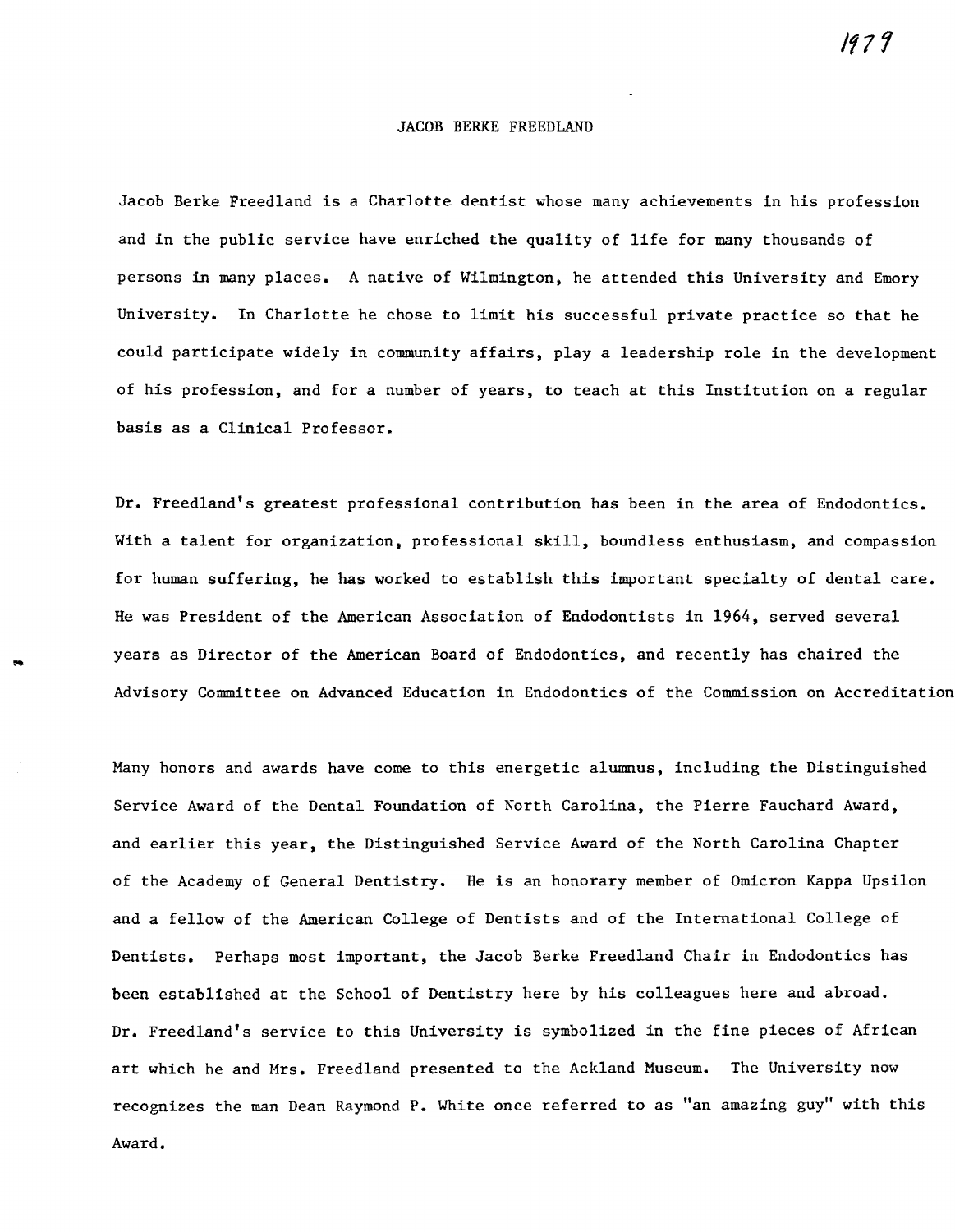1979

# JACOB BERKE FREEDLAND

Jacob Berke Freedland is a Charlotte dentist whose many achievements in his profession and in the public service have enriched the quality of life for many thousands of persons in many places. A native of Wilmington, he attended this University and Emory University. In Charlotte he chose to limit his successful private practice so that he could participate widely in community affairs, play a leadership role in the development of his profession, and for a number of years, to teach at this Institution on a regular basis as a Clinical Professor.

Dr. Freedland's greatest professional contribution has been in the area of Endodontics. With a talent for organization, professional skill, boundless enthusiasm, and compassion for human suffering, he has worked to establish this important specialty of dental care. He was President of the American Association of Endodontists in 1964, served several years as Director of the American Board of Endodontics, and recently has chaired the Advisory Committee on Advanced Education in Endodontics of the Commission on Accreditation

Many honors and awards have come to this energetic alumnus, including the Distinguished Service Award of the Dental Foundation of North Carolina, the Pierre Fauchard Award, and earlier this year, the Distinguished Service Award of the North Carolina Chapter of the Academy of General Dentistry. He is an honorary member of Omicron Kappa Upsilon and a fellow of the American College of Dentists and of the International College of Dentists. Perhaps most important, the Jacob Berke Freedland Chair in Endodontics has been established at the School of Dentistry here by his colleagues here and abroad. Dr. Freedland's service to this University is symbolized in the fine pieces of African art which he and Mrs. Freedland presented to the Ackland Museum. The University now recognizes the man Dean Raymond P. White once referred to as "an amazing guy" with this Award.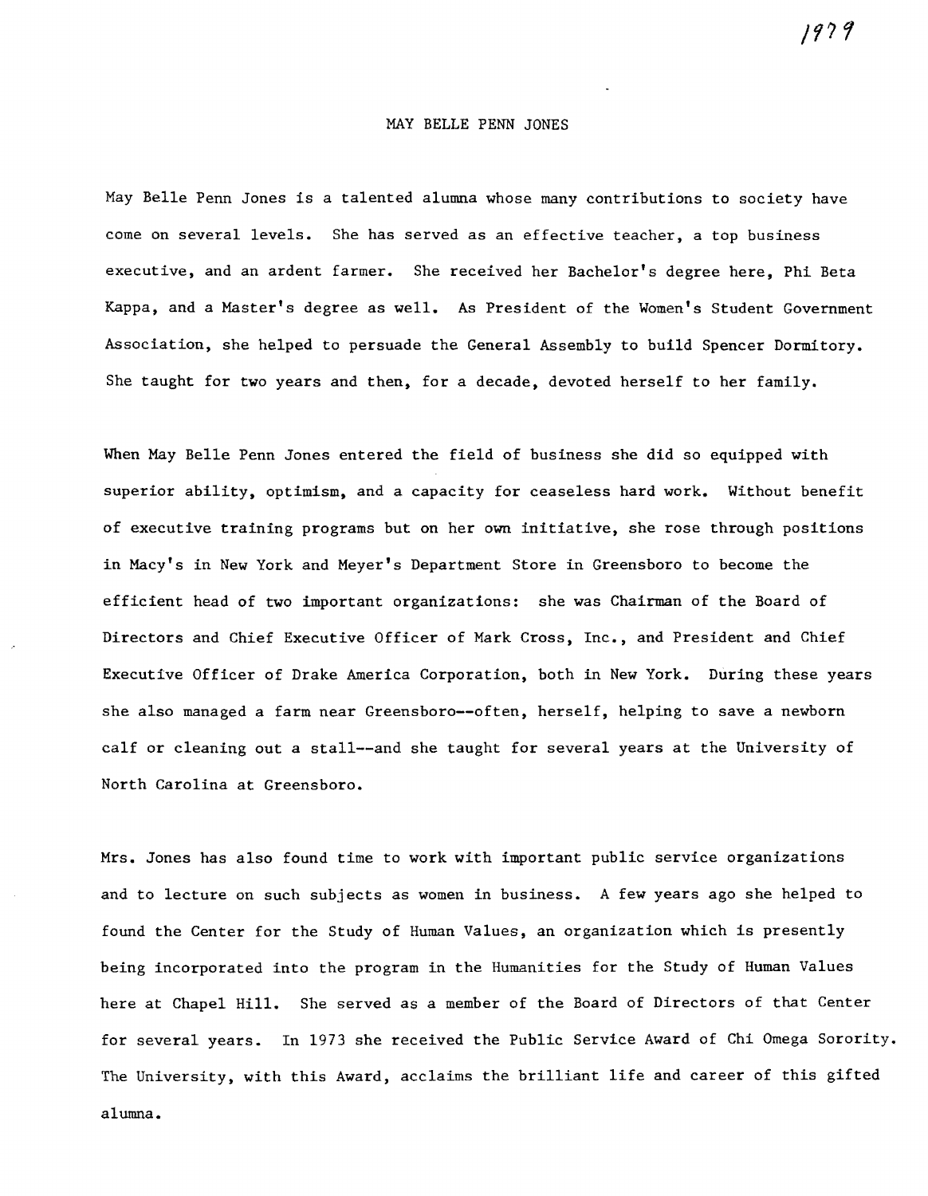1979

# MAY BELLE PENN JONES

May Belle Penn Jones is a talented alumna whose many contributions to society have come on several levels. She has served as an effective teacher, a top business executive, and an ardent farmer. She received her Bachelor's degree here, Phi Beta Kappa, and a Master's degree as well. As President of the Women's Student Government Association, she helped to persuade the General Assembly to build Spencer Dormitory. She taught for two years and then, for a decade, devoted herself to her family.

When May Belle Penn Jones entered the field of business she did so equipped with superior ability, optimism, and a capacity for ceaseless hard work. Without benefit of executive training programs but on her own initiative, she rose through positions in Macy's in New York and Meyer's Department Store in Greensboro to become the efficient head of two important organizations: she was Chairman of the Board of Directors and Chief Executive Officer of Mark Cross, Inc., and President and Chief Executive Officer of Drake America Corporation, both in New York. During these years she also managed a farm near Greensboro--often, herself, helping to save a newborn calf or cleaning out a stall--and she taught for several years at the University of North Carolina at Greensboro.

Mrs. Jones has also found time to work with important public service organizations and to lecture on such subjects as women in business. A few years ago she helped to found the Center for the Study of Human Values, an organization which is presently being incorporated into the program in the Humanities for the Study of Human Values here at Chapel Hill. She served as a member of the Board of Directors of that Center for several years. In 1973 she received the Public Service Award of Chi Omega Sorority. The University, with this Award, acclaims the brilliant life and career of this gifted alumna.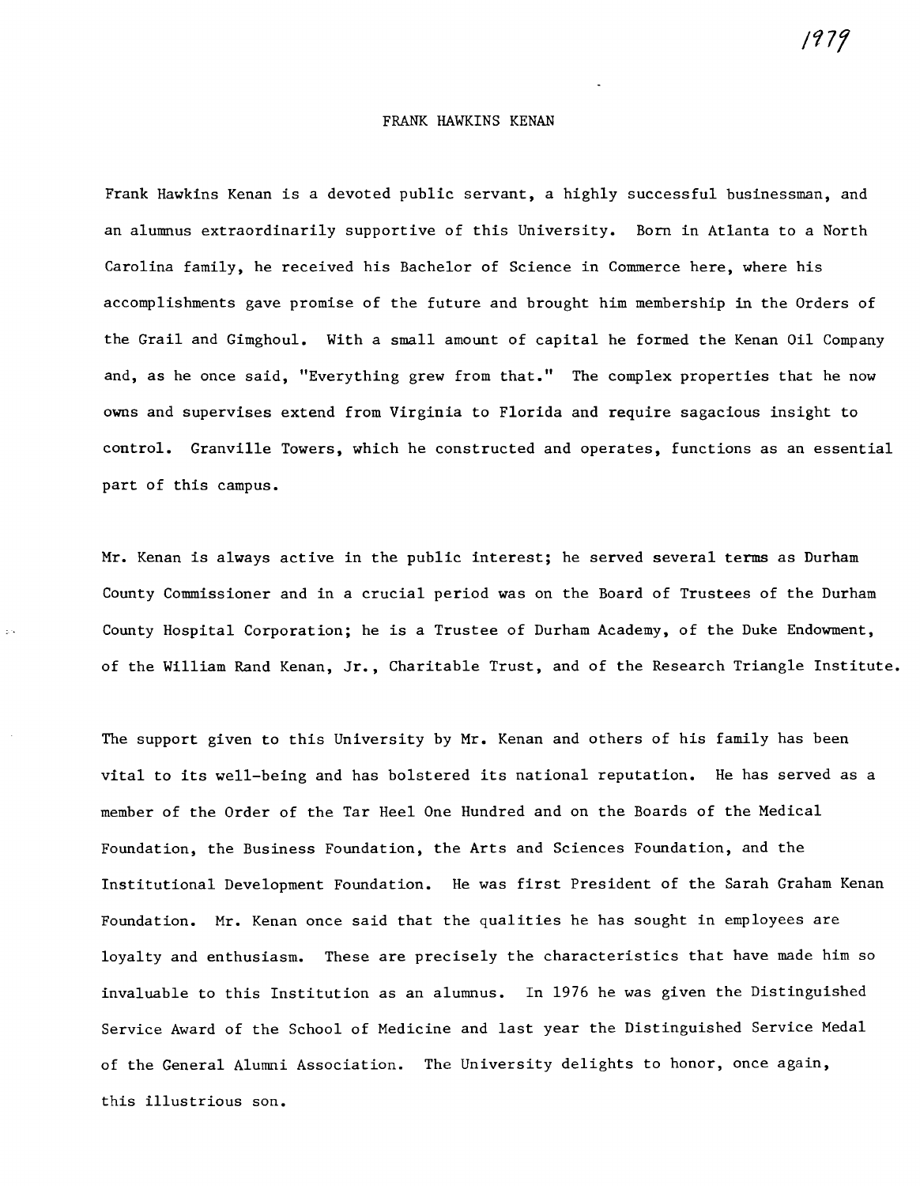1979

# FRANK HAWKINS KENAN

Frank Hawkins Kenan is a devoted public servant, a highly successful businessman, and an alumnus extraordinarily supportive of this University. Born in Atlanta to a North Carolina family, he received his Bachelor of Science in Commerce here, where his accomplishments gave promise of the future and brought him membership in the Orders of the Grail and Gimghoul. With a small amount of capital he formed the Kenan Oil Company and, as he once said, "Everything grew from that." The complex properties that he now owns and supervises extend from Virginia to Florida and require sagacious insight to control. Granville Towers, which he constructed and operates, functions as an essential part of this campus.

Mr. Kenan is always active in the public interest; he served several terms as Durham County Commissioner and in a crucial period was on the Board of Trustees of the Durham County Hospital Corporation; he is a Trustee of Durham Academy, of the Duke Endowment, of the William Rand Kenan, Jr., Charitable Trust, and of the Research Triangle Institute.

The support given to this University by Mr. Kenan and others of his family has been vital to its well-being and has bolstered its national reputation. He has served as a member of the Order of the Tar Heel One Hundred and on the Boards of the Medical Foundation, the Business Foundation, the Arts and Sciences Foundation, and the Institutional Development Foundation. He was first President of the Sarah Graham Kenan Foundation. Mr. Kenan once said that the qualities he has sought in employees are loyalty and enthusiasm. These are precisely the characteristics that have made him so invaluable to this Institution as an alumnus. In 1976 he was given the Distinguished Service Award of the School of Medicine and last year the Distinguished Service Medal of the General Alumni Association. The University delights to honor, once again, this illustrious son.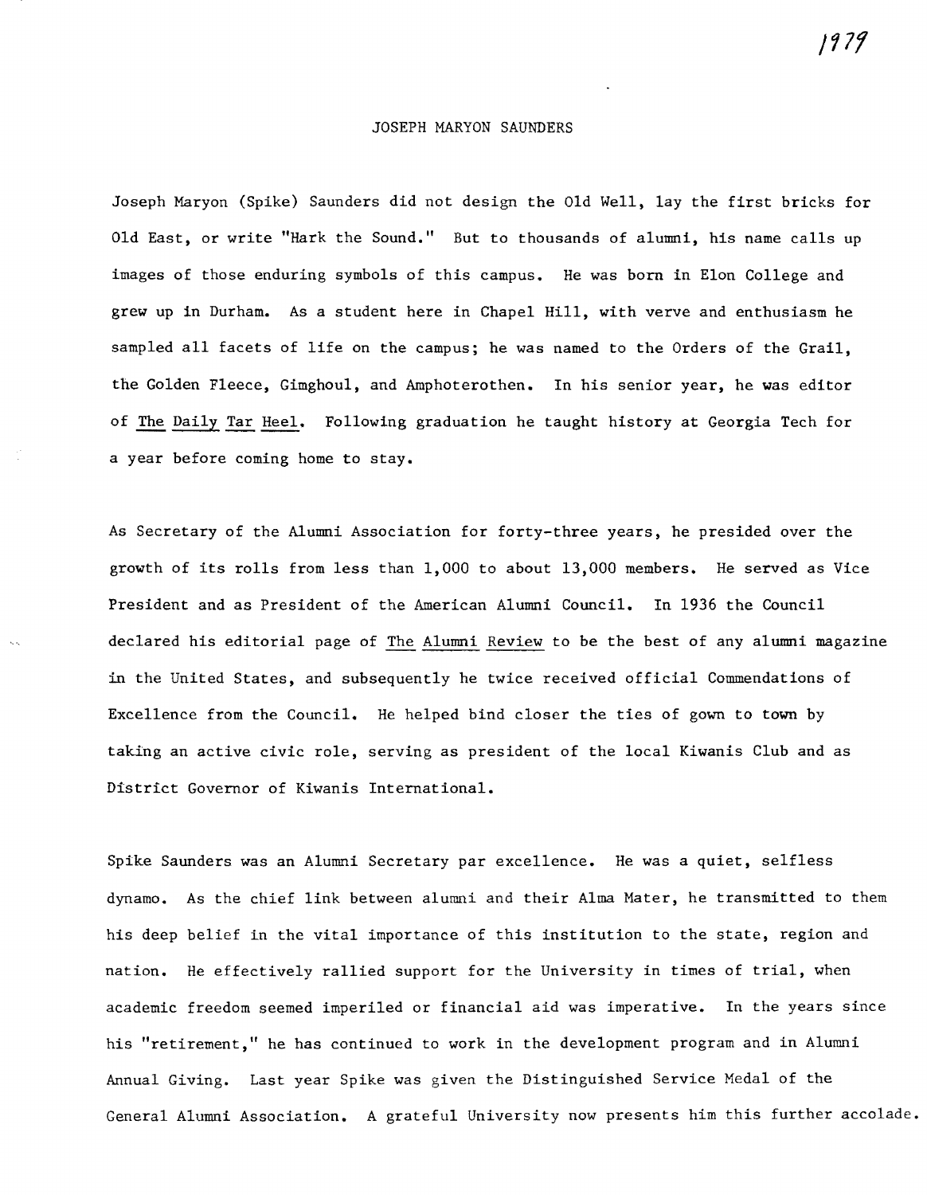1979

# JOSEPH MARYON SAUNDERS

Joseph Maryon (Spike) Saunders did not design the Old Well, lay the first bricks for Old East, or write "Hark the Sound." But to thousands of alumni, his name calls up images of those enduring symbols of this campus. He was born in Elon College and grew up in Durham. As a student here in Chapel Hill, with verve and enthusiasm he sampled all facets of life on the campus; he was named to the Orders of the Grail, the Golden Fleece, Gimghoul, and Amphoterothen. In his senior year, he was editor of _The Daily Tar Heel_. Following graduation he taught history at Georgia Tech for a year before coming home to stay.

As Secretary of the Alumni Association for forty-three years, he presided over the growth of its rolls from less than 1,000 to about 13,000 members. He served as Vice President and as President of the American Alumni Council. In 1936 the Council declared his editorial page of _The Alumni Review_ to be the best of any alumni magazine in the United States, and subsequently he twice received official Commendations of Excellence from the Council. He helped bind closer the ties of gown to town by taking an active civic role, serving as president of the local Kiwanis Club and as District Governor of Kiwanis International.

Spike Saunders was an Alumni Secretary par excellence. He was a quiet, selfless dynamo. As the chief link between alumni and their Alma Mater, he transmitted to them his deep belief in the vital importance of this institution to the state, region and nation. He effectively rallied support for the University in times of trial, when academic freedom seemed imperiled or financial aid was imperative. In the years since his "retirement," he has continued to work in the development program and in Alumni Annual Giving. Last year Spike was given the Distinguished Service Medal of the General Alumni Association. A grateful University now presents him this further accolade.